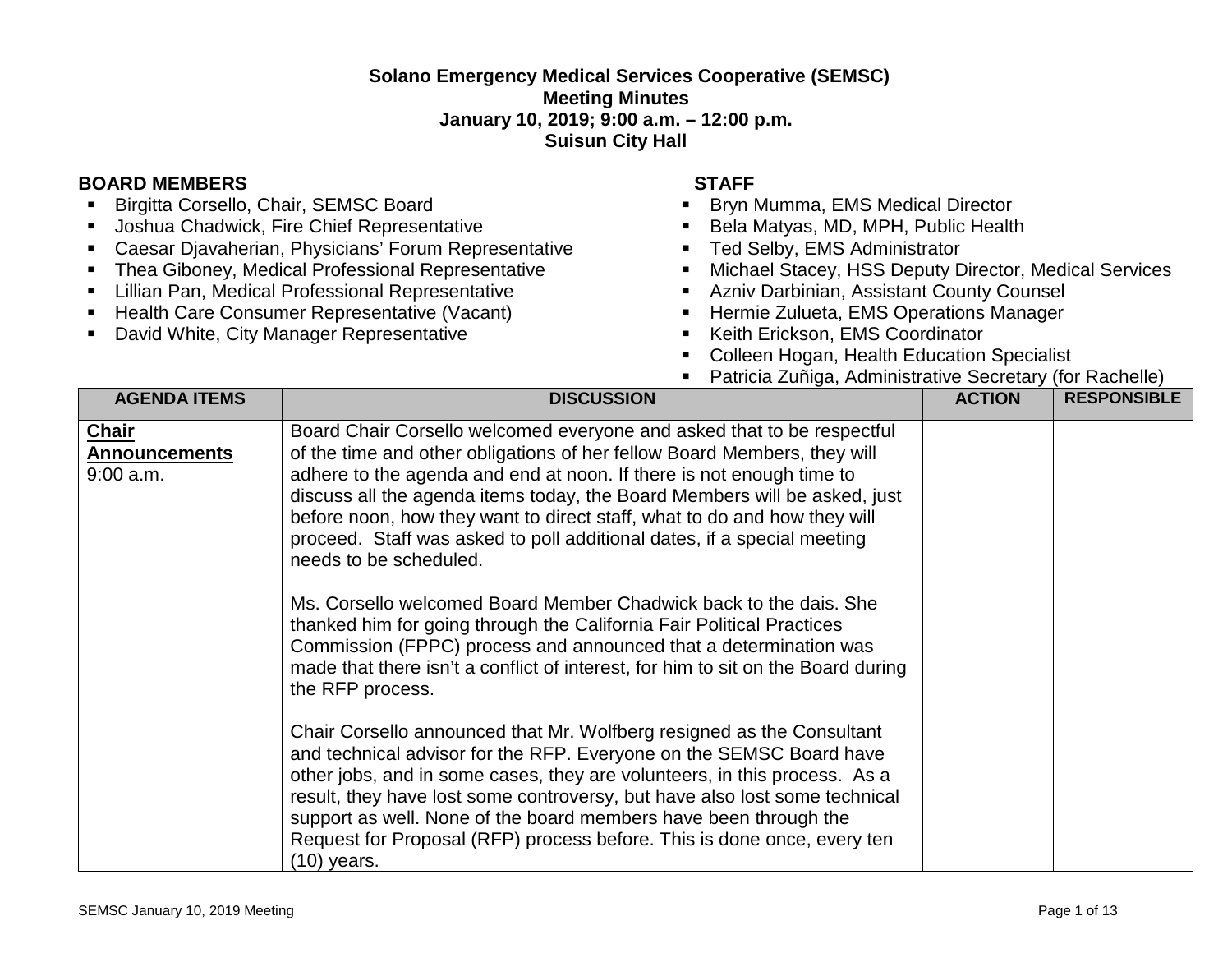**Solano Emergency Medical Services Cooperative (SEMSC)**
**Meeting Minutes**
**January 10, 2019; 9:00 a.m. – 12:00 p.m.**
**Suisun City Hall**

**BOARD MEMBERS**

- Birgitta Corsello, Chair, SEMSC Board
- Joshua Chadwick, Fire Chief Representative
- Caesar Djavaherian, Physicians' Forum Representative
- Thea Giboney, Medical Professional Representative
- Lillian Pan, Medical Professional Representative
- Health Care Consumer Representative (Vacant)
- David White, City Manager Representative

**STAFF**

- Bryn Mumma, EMS Medical Director
- Bela Matyas, MD, MPH, Public Health
- Ted Selby, EMS Administrator
- Michael Stacey, HSS Deputy Director, Medical Services
- Azniv Darbinian, Assistant County Counsel
- Hermie Zulueta, EMS Operations Manager
- Keith Erickson, EMS Coordinator
- Colleen Hogan, Health Education Specialist
- Patricia Zuñiga, Administrative Secretary (for Rachelle)

| AGENDA ITEMS | DISCUSSION | ACTION | RESPONSIBLE |
|---|---|---|---|
| **Chair Announcements** 9:00 a.m. | Board Chair Corsello welcomed everyone and asked that to be respectful of the time and other obligations of her fellow Board Members, they will adhere to the agenda and end at noon. If there is not enough time to discuss all the agenda items today, the Board Members will be asked, just before noon, how they want to direct staff, what to do and how they will proceed. Staff was asked to poll additional dates, if a special meeting needs to be scheduled.<br><br>Ms. Corsello welcomed Board Member Chadwick back to the dais. She thanked him for going through the California Fair Political Practices Commission (FPPC) process and announced that a determination was made that there isn't a conflict of interest, for him to sit on the Board during the RFP process.<br><br>Chair Corsello announced that Mr. Wolfberg resigned as the Consultant and technical advisor for the RFP. Everyone on the SEMSC Board have other jobs, and in some cases, they are volunteers, in this process. As a result, they have lost some controversy, but have also lost some technical support as well. None of the board members have been through the Request for Proposal (RFP) process before. This is done once, every ten (10) years. | | |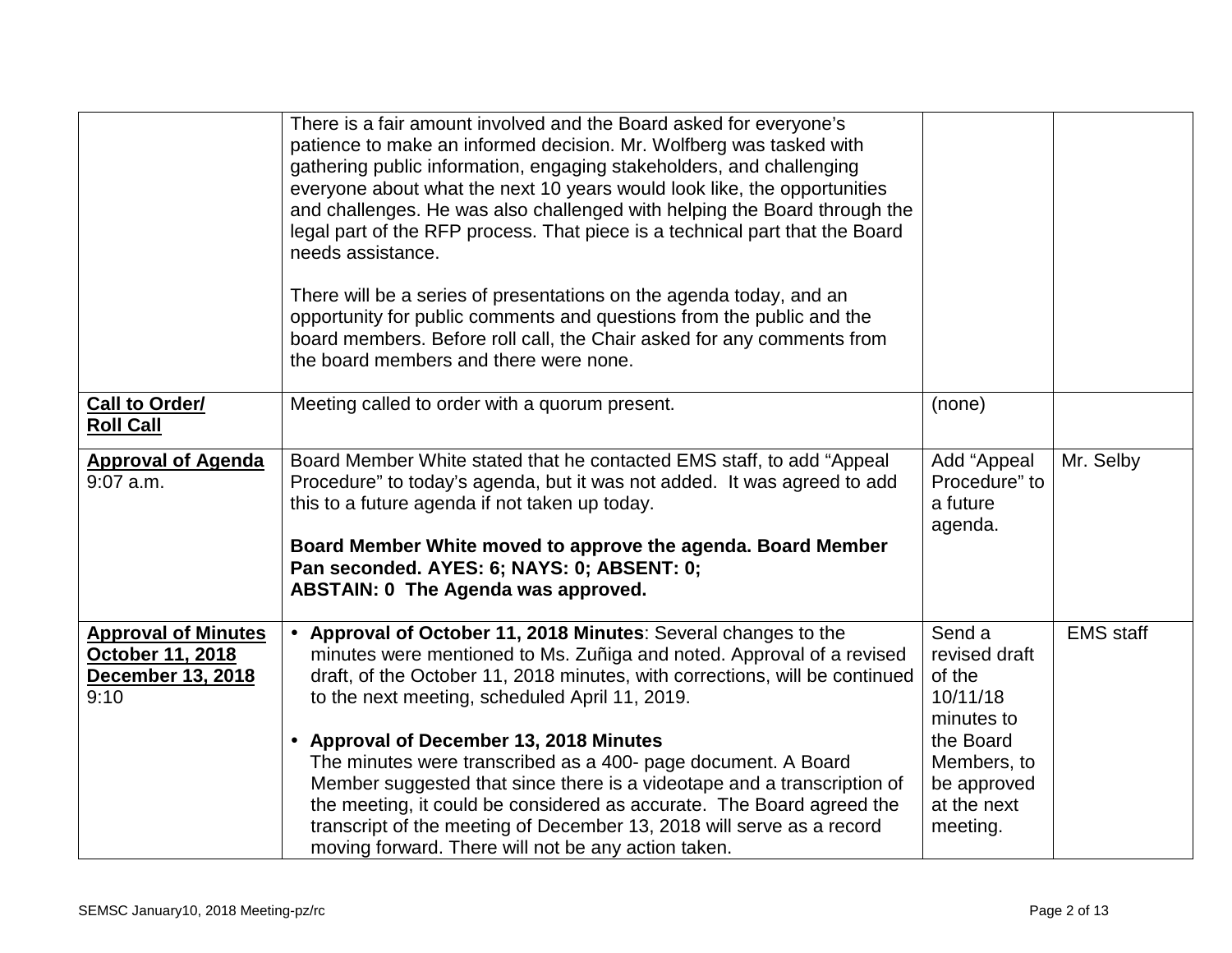| | | | |
|---|---|---|---|
| | There is a fair amount involved and the Board asked for everyone's patience to make an informed decision. Mr. Wolfberg was tasked with gathering public information, engaging stakeholders, and challenging everyone about what the next 10 years would look like, the opportunities and challenges. He was also challenged with helping the Board through the legal part of the RFP process. That piece is a technical part that the Board needs assistance.<br><br>There will be a series of presentations on the agenda today, and an opportunity for public comments and questions from the public and the board members. Before roll call, the Chair asked for any comments from the board members and there were none. | | |
| **Call to Order/ Roll Call** | Meeting called to order with a quorum present. | (none) | |
| **Approval of Agenda** 9:07 a.m. | Board Member White stated that he contacted EMS staff, to add "Appeal Procedure" to today's agenda, but it was not added. It was agreed to add this to a future agenda if not taken up today.<br><br>**Board Member White moved to approve the agenda. Board Member Pan seconded. AYES: 6; NAYS: 0; ABSENT: 0; ABSTAIN: 0 The Agenda was approved.** | Add "Appeal Procedure" to a future agenda. | Mr. Selby |
| **Approval of Minutes October 11, 2018 December 13, 2018** 9:10 | • **Approval of October 11, 2018 Minutes**: Several changes to the minutes were mentioned to Ms. Zuñiga and noted. Approval of a revised draft, of the October 11, 2018 minutes, with corrections, will be continued to the next meeting, scheduled April 11, 2019.<br><br>• **Approval of December 13, 2018 Minutes** The minutes were transcribed as a 400- page document. A Board Member suggested that since there is a videotape and a transcription of the meeting, it could be considered as accurate. The Board agreed the transcript of the meeting of December 13, 2018 will serve as a record moving forward. There will not be any action taken. | Send a revised draft of the 10/11/18 minutes to the Board Members, to be approved at the next meeting. | EMS staff |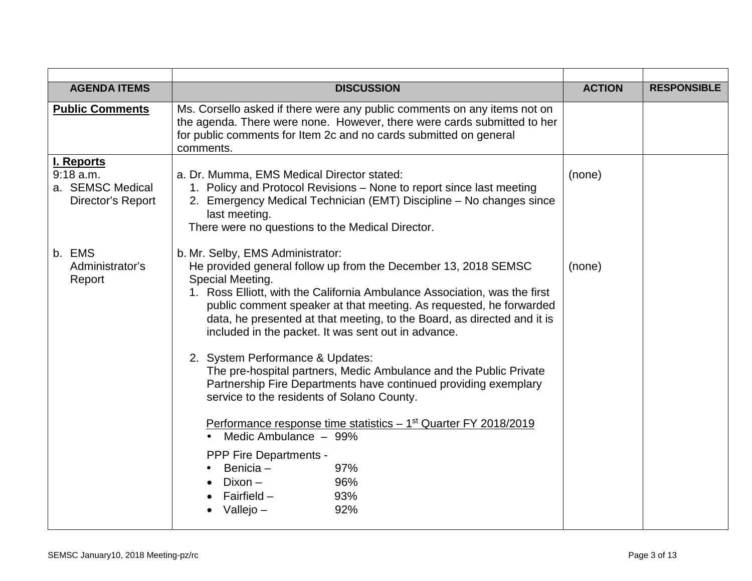| | | | |
|---|---|---|---|
| **AGENDA ITEMS** | **DISCUSSION** | **ACTION** | **RESPONSIBLE** |
| **Public Comments** | Ms. Corsello asked if there were any public comments on any items not on the agenda. There were none. However, there were cards submitted to her for public comments for Item 2c and no cards submitted on general comments. | | |
| **I. Reports**<br>9:18 a.m.<br>a. SEMSC Medical Director's Report<br><br><br><br>b. EMS Administrator's Report | a. Dr. Mumma, EMS Medical Director stated:<br>1. Policy and Protocol Revisions – None to report since last meeting<br>2. Emergency Medical Technician (EMT) Discipline – No changes since last meeting.<br>There were no questions to the Medical Director.<br><br>b. Mr. Selby, EMS Administrator:<br>He provided general follow up from the December 13, 2018 SEMSC Special Meeting.<br>1. Ross Elliott, with the California Ambulance Association, was the first public comment speaker at that meeting. As requested, he forwarded data, he presented at that meeting, to the Board, as directed and it is included in the packet. It was sent out in advance.<br><br>2. System Performance & Updates:<br>The pre-hospital partners, Medic Ambulance and the Public Private Partnership Fire Departments have continued providing exemplary service to the residents of Solano County.<br><br>Performance response time statistics – 1st Quarter FY 2018/2019<br>• Medic Ambulance – 99%<br><br>PPP Fire Departments -<br>• Benicia – 97%<br>• Dixon – 96%<br>• Fairfield – 93%<br>• Vallejo – 92% | (none)<br><br><br><br><br><br>(none) | |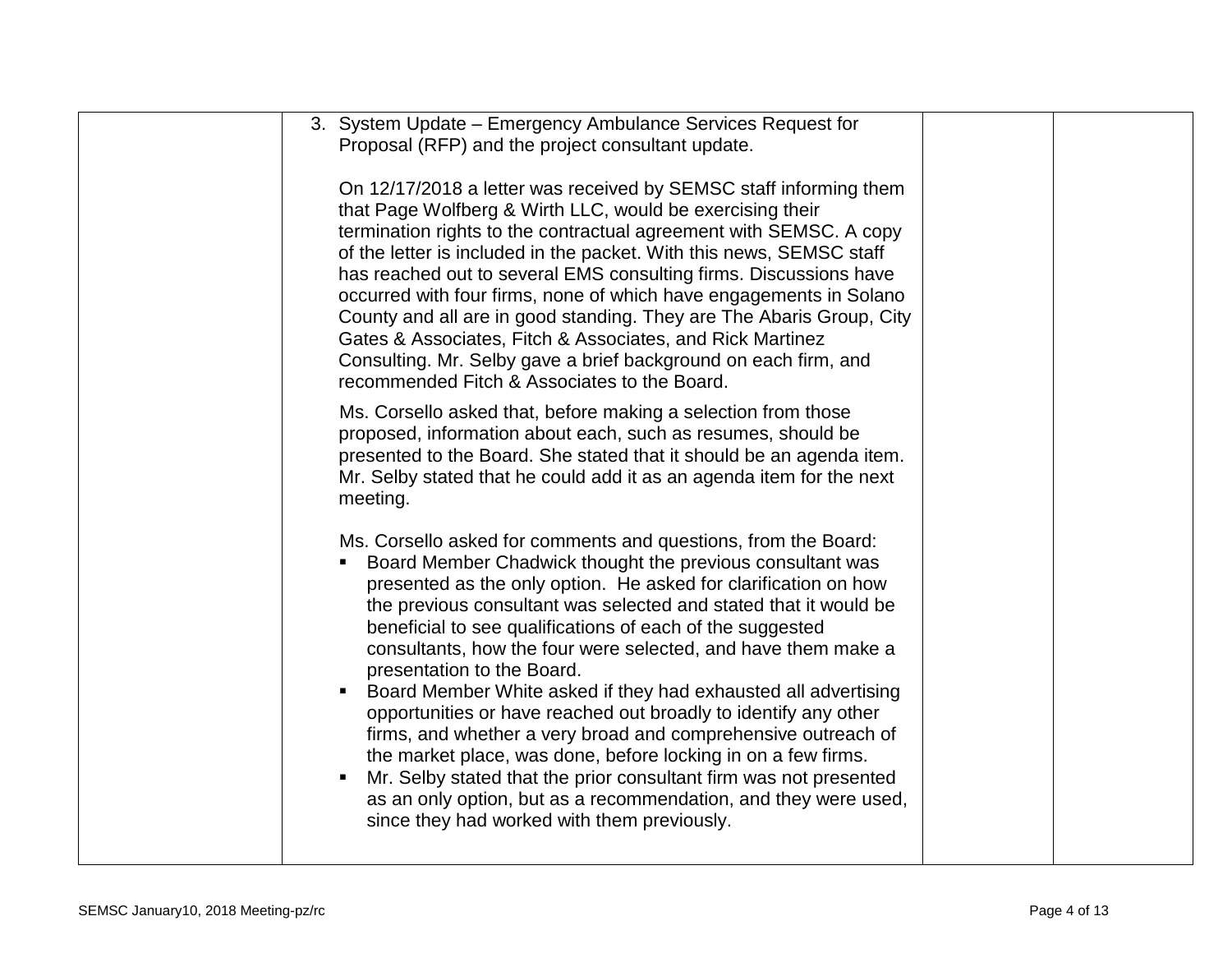3. System Update – Emergency Ambulance Services Request for Proposal (RFP) and the project consultant update.

   On 12/17/2018 a letter was received by SEMSC staff informing them that Page Wolfberg & Wirth LLC, would be exercising their termination rights to the contractual agreement with SEMSC. A copy of the letter is included in the packet. With this news, SEMSC staff has reached out to several EMS consulting firms. Discussions have occurred with four firms, none of which have engagements in Solano County and all are in good standing. They are The Abaris Group, City Gates & Associates, Fitch & Associates, and Rick Martinez Consulting. Mr. Selby gave a brief background on each firm, and recommended Fitch & Associates to the Board.

   Ms. Corsello asked that, before making a selection from those proposed, information about each, such as resumes, should be presented to the Board. She stated that it should be an agenda item. Mr. Selby stated that he could add it as an agenda item for the next meeting.

   Ms. Corsello asked for comments and questions, from the Board:

   - Board Member Chadwick thought the previous consultant was presented as the only option. He asked for clarification on how the previous consultant was selected and stated that it would be beneficial to see qualifications of each of the suggested consultants, how the four were selected, and have them make a presentation to the Board.
   - Board Member White asked if they had exhausted all advertising opportunities or have reached out broadly to identify any other firms, and whether a very broad and comprehensive outreach of the market place, was done, before locking in on a few firms.
   - Mr. Selby stated that the prior consultant firm was not presented as an only option, but as a recommendation, and they were used, since they had worked with them previously.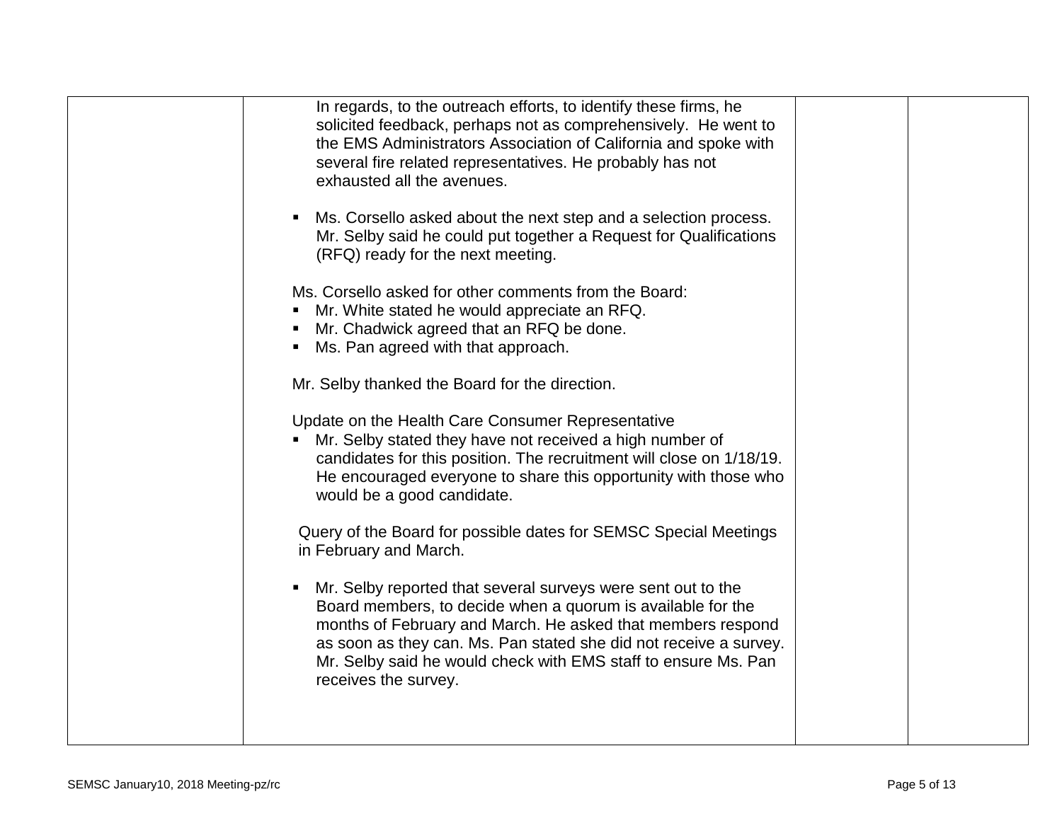| | | | |
|---|---|---|---|
| | In regards, to the outreach efforts, to identify these firms, he solicited feedback, perhaps not as comprehensively. He went to the EMS Administrators Association of California and spoke with several fire related representatives. He probably has not exhausted all the avenues.<br><br>▪ Ms. Corsello asked about the next step and a selection process. Mr. Selby said he could put together a Request for Qualifications (RFQ) ready for the next meeting.<br><br>Ms. Corsello asked for other comments from the Board:<br>▪ Mr. White stated he would appreciate an RFQ.<br>▪ Mr. Chadwick agreed that an RFQ be done.<br>▪ Ms. Pan agreed with that approach.<br><br>Mr. Selby thanked the Board for the direction.<br><br>Update on the Health Care Consumer Representative<br>▪ Mr. Selby stated they have not received a high number of candidates for this position. The recruitment will close on 1/18/19. He encouraged everyone to share this opportunity with those who would be a good candidate.<br><br>Query of the Board for possible dates for SEMSC Special Meetings in February and March.<br><br>▪ Mr. Selby reported that several surveys were sent out to the Board members, to decide when a quorum is available for the months of February and March. He asked that members respond as soon as they can. Ms. Pan stated she did not receive a survey. Mr. Selby said he would check with EMS staff to ensure Ms. Pan receives the survey. | | |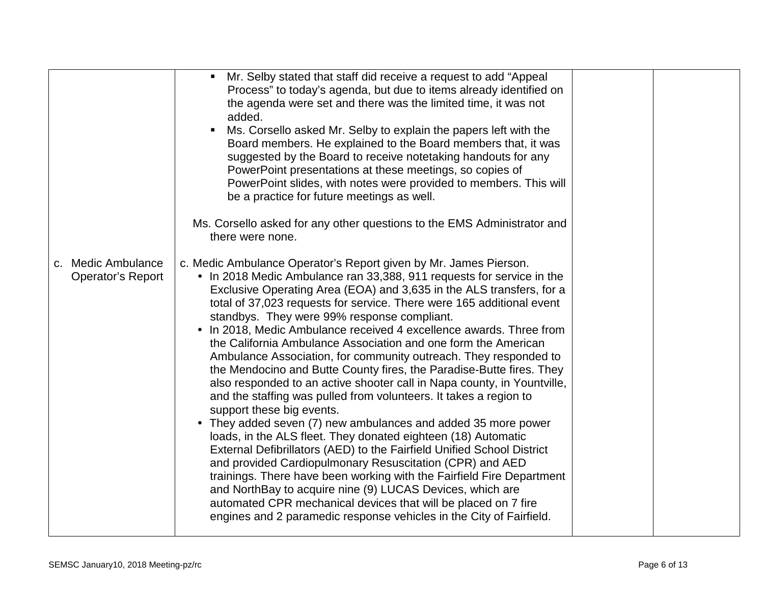| | | | |
|---|---|---|---|
| | ▪ Mr. Selby stated that staff did receive a request to add "Appeal Process" to today's agenda, but due to items already identified on the agenda were set and there was the limited time, it was not added.<br>▪ Ms. Corsello asked Mr. Selby to explain the papers left with the Board members. He explained to the Board members that, it was suggested by the Board to receive notetaking handouts for any PowerPoint presentations at these meetings, so copies of PowerPoint slides, with notes were provided to members. This will be a practice for future meetings as well.<br><br>Ms. Corsello asked for any other questions to the EMS Administrator and there were none. | | |
| c. Medic Ambulance Operator's Report | c. Medic Ambulance Operator's Report given by Mr. James Pierson.<br>• In 2018 Medic Ambulance ran 33,388, 911 requests for service in the Exclusive Operating Area (EOA) and 3,635 in the ALS transfers, for a total of 37,023 requests for service. There were 165 additional event standbys. They were 99% response compliant.<br>• In 2018, Medic Ambulance received 4 excellence awards. Three from the California Ambulance Association and one form the American Ambulance Association, for community outreach. They responded to the Mendocino and Butte County fires, the Paradise-Butte fires. They also responded to an active shooter call in Napa county, in Yountville, and the staffing was pulled from volunteers. It takes a region to support these big events.<br>• They added seven (7) new ambulances and added 35 more power loads, in the ALS fleet. They donated eighteen (18) Automatic External Defibrillators (AED) to the Fairfield Unified School District and provided Cardiopulmonary Resuscitation (CPR) and AED trainings. There have been working with the Fairfield Fire Department and NorthBay to acquire nine (9) LUCAS Devices, which are automated CPR mechanical devices that will be placed on 7 fire engines and 2 paramedic response vehicles in the City of Fairfield. | | |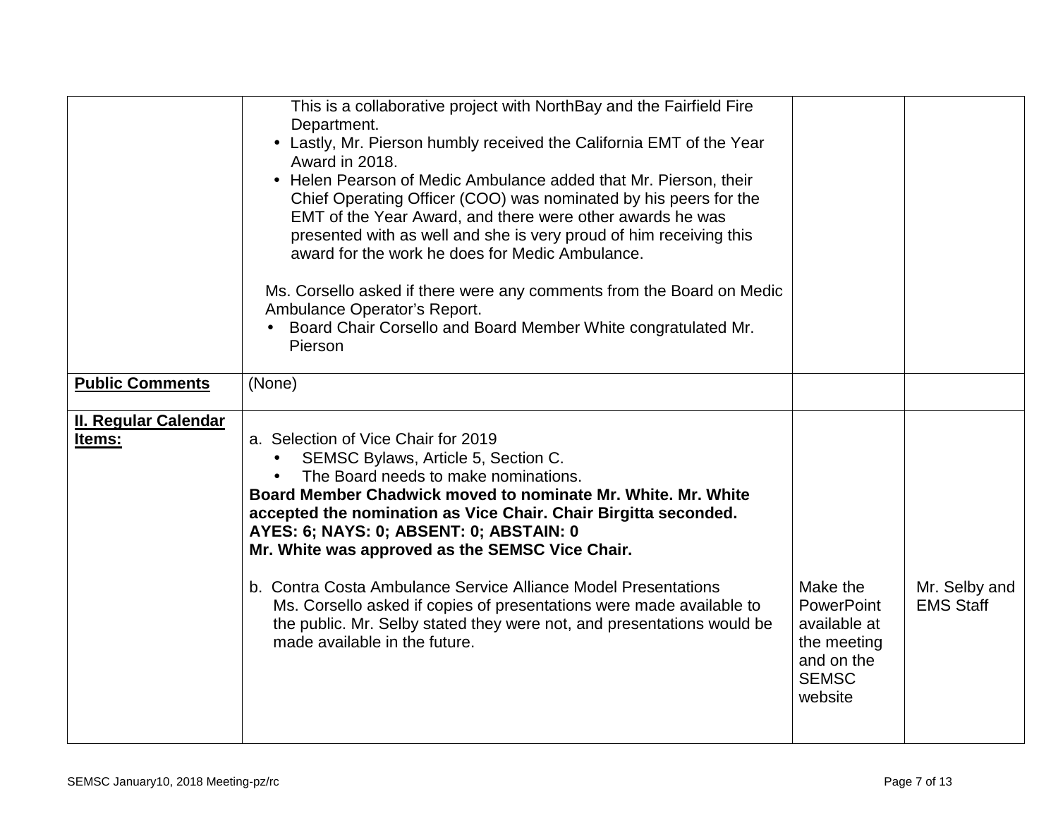| | | | |
|---|---|---|---|
| | This is a collaborative project with NorthBay and the Fairfield Fire Department.<br>• Lastly, Mr. Pierson humbly received the California EMT of the Year Award in 2018.<br>• Helen Pearson of Medic Ambulance added that Mr. Pierson, their Chief Operating Officer (COO) was nominated by his peers for the EMT of the Year Award, and there were other awards he was presented with as well and she is very proud of him receiving this award for the work he does for Medic Ambulance.<br><br>Ms. Corsello asked if there were any comments from the Board on Medic Ambulance Operator's Report.<br>• Board Chair Corsello and Board Member White congratulated Mr. Pierson | | |
| **Public Comments** | (None) | | |
| **II. Regular Calendar Items:** | a. Selection of Vice Chair for 2019<br>• SEMSC Bylaws, Article 5, Section C.<br>• The Board needs to make nominations.<br>**Board Member Chadwick moved to nominate Mr. White. Mr. White accepted the nomination as Vice Chair. Chair Birgitta seconded.**<br>**AYES: 6; NAYS: 0; ABSENT: 0; ABSTAIN: 0**<br>**Mr. White was approved as the SEMSC Vice Chair.**<br><br>b. Contra Costa Ambulance Service Alliance Model Presentations<br>Ms. Corsello asked if copies of presentations were made available to the public. Mr. Selby stated they were not, and presentations would be made available in the future. | Make the PowerPoint available at the meeting and on the SEMSC website | Mr. Selby and EMS Staff |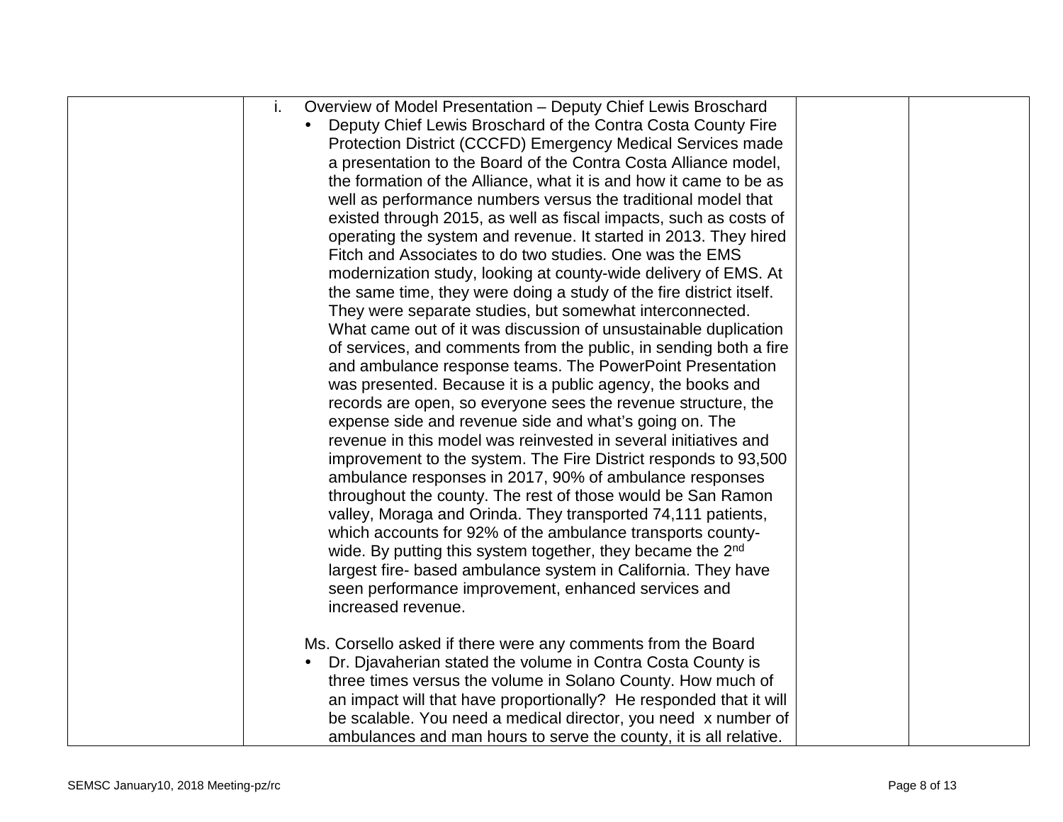| | | | |
|---|---|---|---|
| | i. Overview of Model Presentation – Deputy Chief Lewis Broschard<br>• Deputy Chief Lewis Broschard of the Contra Costa County Fire Protection District (CCCFD) Emergency Medical Services made a presentation to the Board of the Contra Costa Alliance model, the formation of the Alliance, what it is and how it came to be as well as performance numbers versus the traditional model that existed through 2015, as well as fiscal impacts, such as costs of operating the system and revenue. It started in 2013. They hired Fitch and Associates to do two studies. One was the EMS modernization study, looking at county-wide delivery of EMS. At the same time, they were doing a study of the fire district itself. They were separate studies, but somewhat interconnected. What came out of it was discussion of unsustainable duplication of services, and comments from the public, in sending both a fire and ambulance response teams. The PowerPoint Presentation was presented. Because it is a public agency, the books and records are open, so everyone sees the revenue structure, the expense side and revenue side and what's going on. The revenue in this model was reinvested in several initiatives and improvement to the system. The Fire District responds to 93,500 ambulance responses in 2017, 90% of ambulance responses throughout the county. The rest of those would be San Ramon valley, Moraga and Orinda. They transported 74,111 patients, which accounts for 92% of the ambulance transports county-wide. By putting this system together, they became the 2nd largest fire- based ambulance system in California. They have seen performance improvement, enhanced services and increased revenue.<br><br>Ms. Corsello asked if there were any comments from the Board<br>• Dr. Djavaherian stated the volume in Contra Costa County is three times versus the volume in Solano County. How much of an impact will that have proportionally? He responded that it will be scalable. You need a medical director, you need x number of ambulances and man hours to serve the county, it is all relative. | | |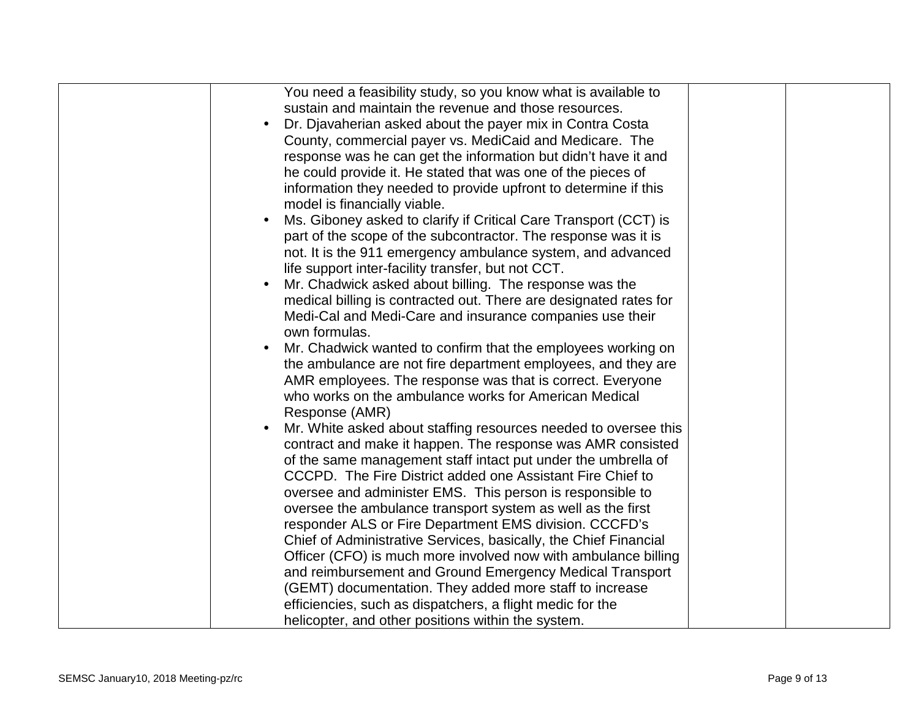| | | | |
|---|---|---|---|
| | You need a feasibility study, so you know what is available to sustain and maintain the revenue and those resources.<br>• Dr. Djavaherian asked about the payer mix in Contra Costa County, commercial payer vs. MediCaid and Medicare. The response was he can get the information but didn't have it and he could provide it. He stated that was one of the pieces of information they needed to provide upfront to determine if this model is financially viable.<br>• Ms. Giboney asked to clarify if Critical Care Transport (CCT) is part of the scope of the subcontractor. The response was it is not. It is the 911 emergency ambulance system, and advanced life support inter-facility transfer, but not CCT.<br>• Mr. Chadwick asked about billing. The response was the medical billing is contracted out. There are designated rates for Medi-Cal and Medi-Care and insurance companies use their own formulas.<br>• Mr. Chadwick wanted to confirm that the employees working on the ambulance are not fire department employees, and they are AMR employees. The response was that is correct. Everyone who works on the ambulance works for American Medical Response (AMR)<br>• Mr. White asked about staffing resources needed to oversee this contract and make it happen. The response was AMR consisted of the same management staff intact put under the umbrella of CCCPD. The Fire District added one Assistant Fire Chief to oversee and administer EMS. This person is responsible to oversee the ambulance transport system as well as the first responder ALS or Fire Department EMS division. CCCFD's Chief of Administrative Services, basically, the Chief Financial Officer (CFO) is much more involved now with ambulance billing and reimbursement and Ground Emergency Medical Transport (GEMT) documentation. They added more staff to increase efficiencies, such as dispatchers, a flight medic for the helicopter, and other positions within the system. | | |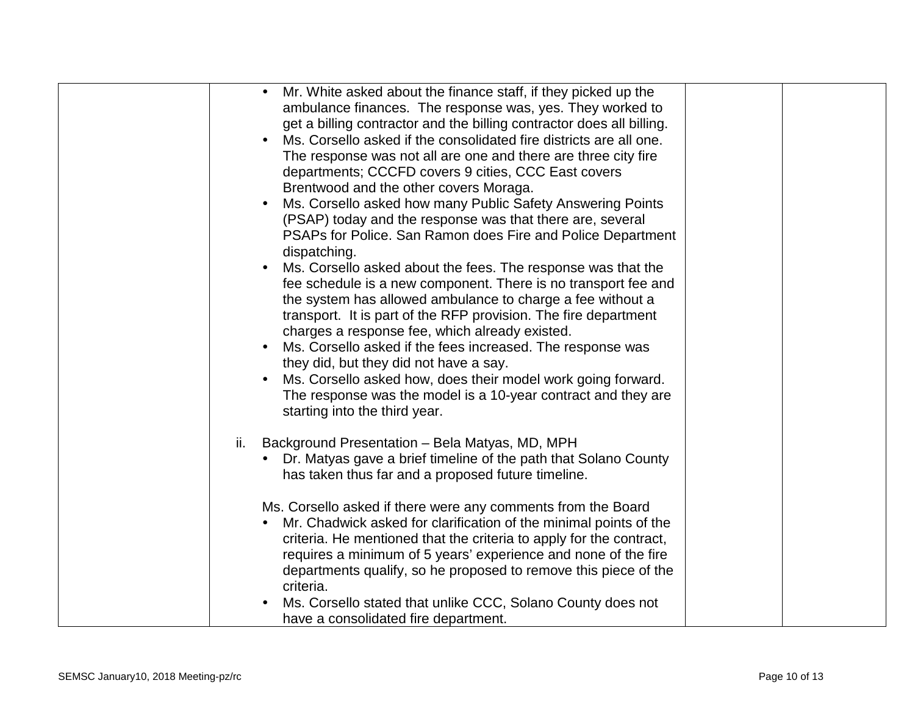| | | | |
|---|---|---|---|
| | • Mr. White asked about the finance staff, if they picked up the ambulance finances. The response was, yes. They worked to get a billing contractor and the billing contractor does all billing.<br>• Ms. Corsello asked if the consolidated fire districts are all one. The response was not all are one and there are three city fire departments; CCCFD covers 9 cities, CCC East covers Brentwood and the other covers Moraga.<br>• Ms. Corsello asked how many Public Safety Answering Points (PSAP) today and the response was that there are, several PSAPs for Police. San Ramon does Fire and Police Department dispatching.<br>• Ms. Corsello asked about the fees. The response was that the fee schedule is a new component. There is no transport fee and the system has allowed ambulance to charge a fee without a transport. It is part of the RFP provision. The fire department charges a response fee, which already existed.<br>• Ms. Corsello asked if the fees increased. The response was they did, but they did not have a say.<br>• Ms. Corsello asked how, does their model work going forward. The response was the model is a 10-year contract and they are starting into the third year.<br><br>ii. Background Presentation – Bela Matyas, MD, MPH<br>• Dr. Matyas gave a brief timeline of the path that Solano County has taken thus far and a proposed future timeline.<br><br>Ms. Corsello asked if there were any comments from the Board<br>• Mr. Chadwick asked for clarification of the minimal points of the criteria. He mentioned that the criteria to apply for the contract, requires a minimum of 5 years' experience and none of the fire departments qualify, so he proposed to remove this piece of the criteria.<br>• Ms. Corsello stated that unlike CCC, Solano County does not have a consolidated fire department. | | |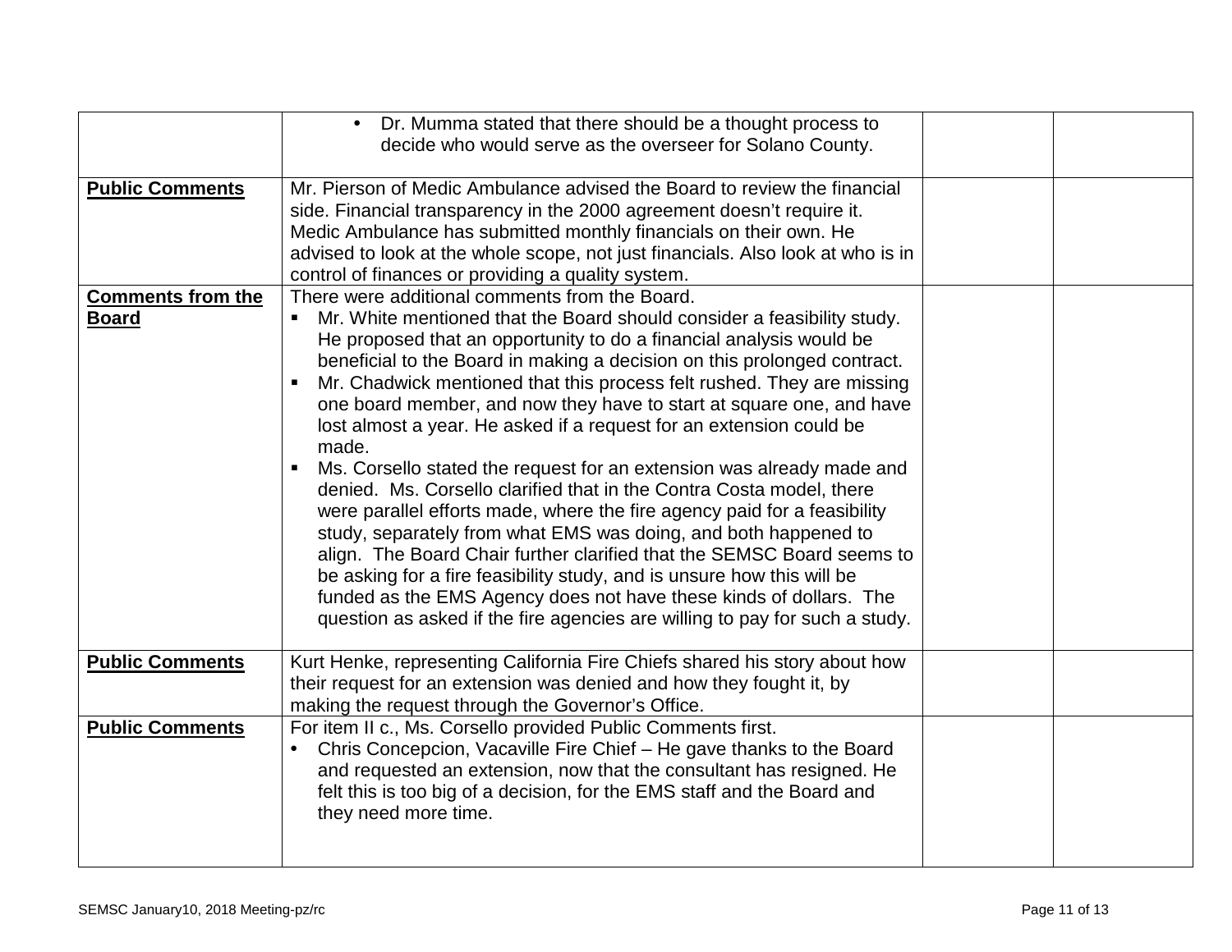| | | | |
|---|---|---|---|
| | • Dr. Mumma stated that there should be a thought process to decide who would serve as the overseer for Solano County. | | |
| **Public Comments** | Mr. Pierson of Medic Ambulance advised the Board to review the financial side. Financial transparency in the 2000 agreement doesn't require it. Medic Ambulance has submitted monthly financials on their own. He advised to look at the whole scope, not just financials. Also look at who is in control of finances or providing a quality system. | | |
| **Comments from the Board** | There were additional comments from the Board.<br>▪ Mr. White mentioned that the Board should consider a feasibility study. He proposed that an opportunity to do a financial analysis would be beneficial to the Board in making a decision on this prolonged contract.<br>▪ Mr. Chadwick mentioned that this process felt rushed. They are missing one board member, and now they have to start at square one, and have lost almost a year. He asked if a request for an extension could be made.<br>▪ Ms. Corsello stated the request for an extension was already made and denied. Ms. Corsello clarified that in the Contra Costa model, there were parallel efforts made, where the fire agency paid for a feasibility study, separately from what EMS was doing, and both happened to align. The Board Chair further clarified that the SEMSC Board seems to be asking for a fire feasibility study, and is unsure how this will be funded as the EMS Agency does not have these kinds of dollars. The question as asked if the fire agencies are willing to pay for such a study. | | |
| **Public Comments** | Kurt Henke, representing California Fire Chiefs shared his story about how their request for an extension was denied and how they fought it, by making the request through the Governor's Office. | | |
| **Public Comments** | For item II c., Ms. Corsello provided Public Comments first.<br>• Chris Concepcion, Vacaville Fire Chief – He gave thanks to the Board and requested an extension, now that the consultant has resigned. He felt this is too big of a decision, for the EMS staff and the Board and they need more time. | | |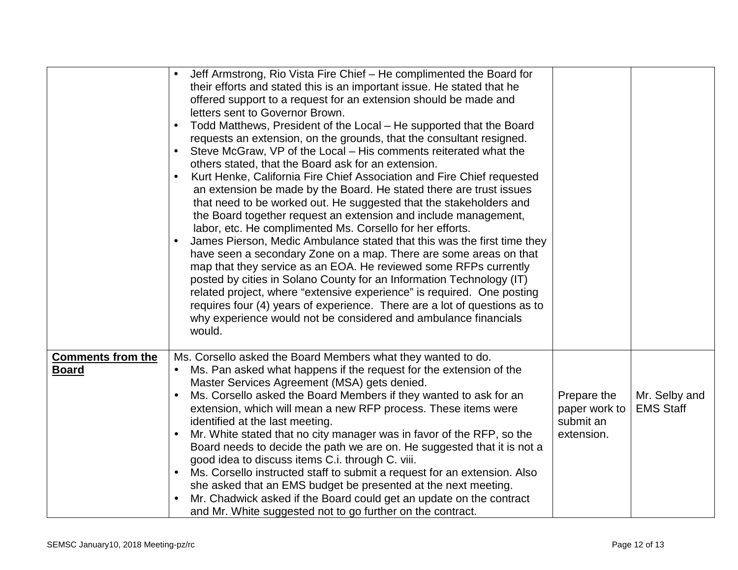| | | | |
|---|---|---|---|
| | • Jeff Armstrong, Rio Vista Fire Chief – He complimented the Board for their efforts and stated this is an important issue. He stated that he offered support to a request for an extension should be made and letters sent to Governor Brown.<br>• Todd Matthews, President of the Local – He supported that the Board requests an extension, on the grounds, that the consultant resigned.<br>• Steve McGraw, VP of the Local – His comments reiterated what the others stated, that the Board ask for an extension.<br>• Kurt Henke, California Fire Chief Association and Fire Chief requested an extension be made by the Board. He stated there are trust issues that need to be worked out. He suggested that the stakeholders and the Board together request an extension and include management, labor, etc. He complimented Ms. Corsello for her efforts.<br>• James Pierson, Medic Ambulance stated that this was the first time they have seen a secondary Zone on a map. There are some areas on that map that they service as an EOA. He reviewed some RFPs currently posted by cities in Solano County for an Information Technology (IT) related project, where "extensive experience" is required. One posting requires four (4) years of experience. There are a lot of questions as to why experience would not be considered and ambulance financials would. | | |
| **Comments from the Board** | Ms. Corsello asked the Board Members what they wanted to do.<br>• Ms. Pan asked what happens if the request for the extension of the Master Services Agreement (MSA) gets denied.<br>• Ms. Corsello asked the Board Members if they wanted to ask for an extension, which will mean a new RFP process. These items were identified at the last meeting.<br>• Mr. White stated that no city manager was in favor of the RFP, so the Board needs to decide the path we are on. He suggested that it is not a good idea to discuss items C.i. through C. viii.<br>• Ms. Corsello instructed staff to submit a request for an extension. Also she asked that an EMS budget be presented at the next meeting.<br>• Mr. Chadwick asked if the Board could get an update on the contract and Mr. White suggested not to go further on the contract. | Prepare the paper work to submit an extension. | Mr. Selby and EMS Staff |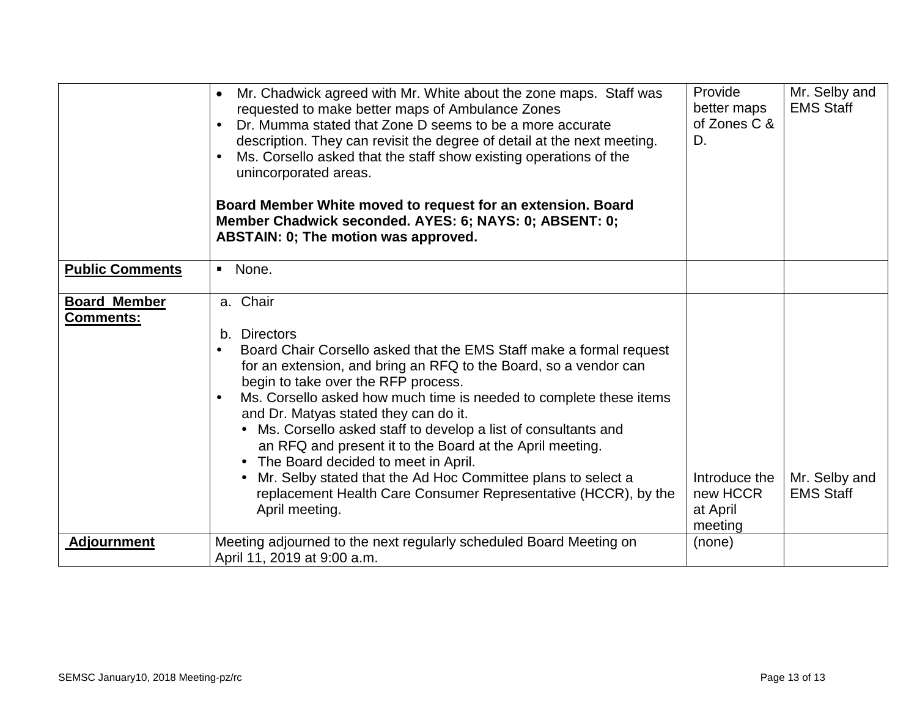| | | | |
|---|---|---|---|
| | • Mr. Chadwick agreed with Mr. White about the zone maps. Staff was requested to make better maps of Ambulance Zones<br>• Dr. Mumma stated that Zone D seems to be a more accurate description. They can revisit the degree of detail at the next meeting.<br>• Ms. Corsello asked that the staff show existing operations of the unincorporated areas.<br><br>**Board Member White moved to request for an extension. Board Member Chadwick seconded. AYES: 6; NAYS: 0; ABSENT: 0; ABSTAIN: 0; The motion was approved.** | Provide better maps of Zones C & D. | Mr. Selby and EMS Staff |
| **Public Comments** | ▪ None. | | |
| **Board Member Comments:** | a. Chair<br><br>b. Directors<br>• Board Chair Corsello asked that the EMS Staff make a formal request for an extension, and bring an RFQ to the Board, so a vendor can begin to take over the RFP process.<br>• Ms. Corsello asked how much time is needed to complete these items and Dr. Matyas stated they can do it.<br>  • Ms. Corsello asked staff to develop a list of consultants and an RFQ and present it to the Board at the April meeting.<br>  • The Board decided to meet in April.<br>  • Mr. Selby stated that the Ad Hoc Committee plans to select a replacement Health Care Consumer Representative (HCCR), by the April meeting. | Introduce the new HCCR at April meeting | Mr. Selby and EMS Staff |
| **Adjournment** | Meeting adjourned to the next regularly scheduled Board Meeting on April 11, 2019 at 9:00 a.m. | (none) | |